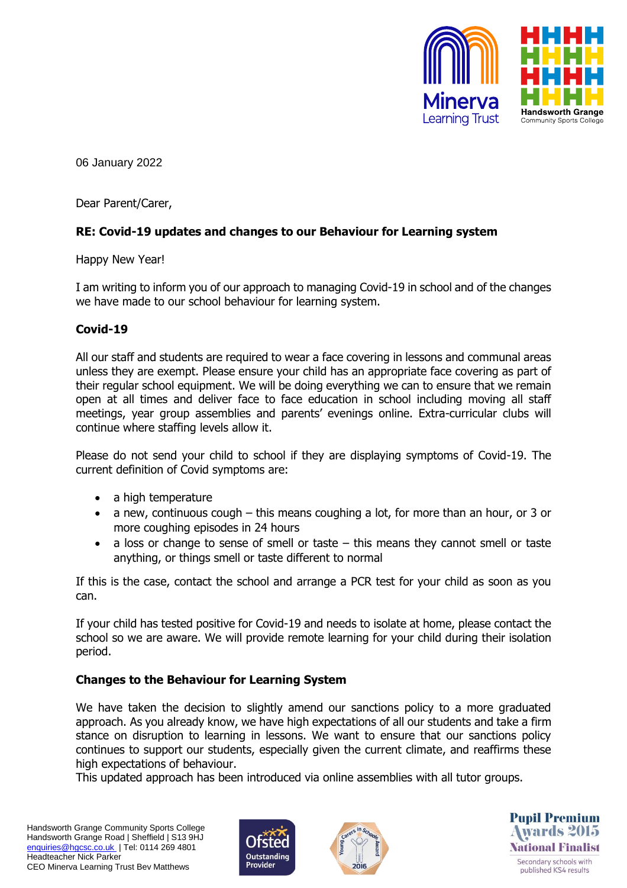06 January 2022

Dear Parent/Carer,

**RE: Covid-19 updates and changes to our Behaviour for Learning system**

Happy New Year!

I am writing to inform you of our approach to managing Covid-19 in school and of the changes we have made to our school behaviour for learning system.

**Covid-19**

All our staff and students are required to wear a face covering in lessons and communal areas unless they are exempt. Please ensure your child has an appropriate face covering as part of their regular school equipment. We will be doing everything we can to ensure that we remain open at all times and deliver face to face education in school including moving all staff meetings, year group assemblies and parents' evenings online. Extra-curricular clubs will continue where staffing levels allow it.

Please do not send your child to school if they are displaying symptoms of Covid-19. The current definition of Covid symptoms are:

- a high temperature
- a new, continuous cough – this means coughing a lot, for more than an hour, or 3 or more coughing episodes in 24 hours
- a loss or change to sense of smell or taste – this means they cannot smell or taste anything, or things smell or taste different to normal

If this is the case, contact the school and arrange a PCR test for your child as soon as you can.

If your child has tested positive for Covid-19 and needs to isolate at home, please contact the school so we are aware. We will provide remote learning for your child during their isolation period.

**Changes to the Behaviour for Learning System**

We have taken the decision to slightly amend our sanctions policy to a more graduated approach. As you already know, we have high expectations of all our students and take a firm stance on disruption to learning in lessons. We want to ensure that our sanctions policy continues to support our students, especially given the current climate, and reaffirms these high expectations of behaviour.
This updated approach has been introduced via online assemblies with all tutor groups.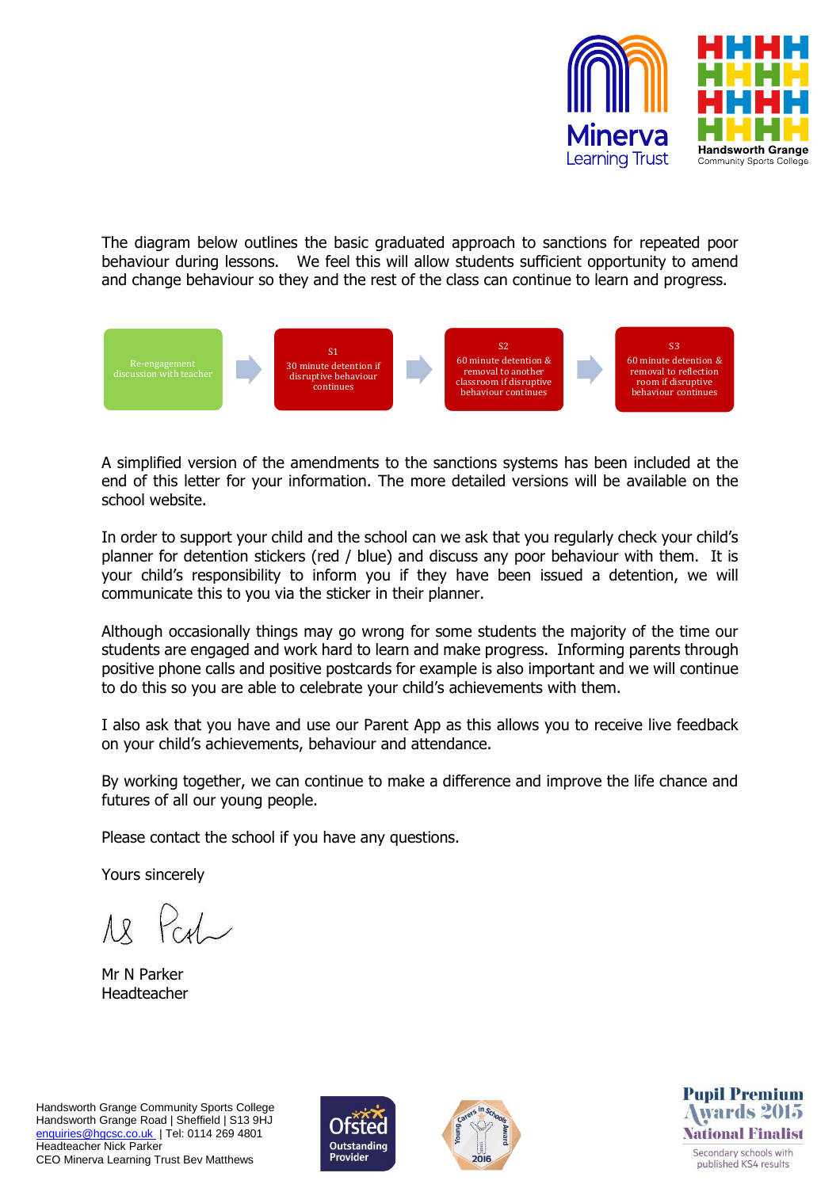The diagram below outlines the basic graduated approach to sanctions for repeated poor behaviour during lessons. We feel this will allow students sufficient opportunity to amend and change behaviour so they and the rest of the class can continue to learn and progress.

Re-engagement discussion with teacher → S1: 30 minute detention if disruptive behaviour continues → S2: 60 minute detention & removal to another classroom if disruptive behaviour continues → S3: 60 minute detention & removal to reflection room if disruptive behaviour continues

A simplified version of the amendments to the sanctions systems has been included at the end of this letter for your information. The more detailed versions will be available on the school website.

In order to support your child and the school can we ask that you regularly check your child's planner for detention stickers (red / blue) and discuss any poor behaviour with them. It is your child's responsibility to inform you if they have been issued a detention, we will communicate this to you via the sticker in their planner.

Although occasionally things may go wrong for some students the majority of the time our students are engaged and work hard to learn and make progress. Informing parents through positive phone calls and positive postcards for example is also important and we will continue to do this so you are able to celebrate your child's achievements with them.

I also ask that you have and use our Parent App as this allows you to receive live feedback on your child's achievements, behaviour and attendance.

By working together, we can continue to make a difference and improve the life chance and futures of all our young people.

Please contact the school if you have any questions.

Yours sincerely

Mr N Parker
Headteacher

Handsworth Grange Community Sports College
Handsworth Grange Road | Sheffield | S13 9HJ
enquiries@hgcsc.co.uk | Tel: 0114 269 4801
Headteacher Nick Parker
CEO Minerva Learning Trust Bev Matthews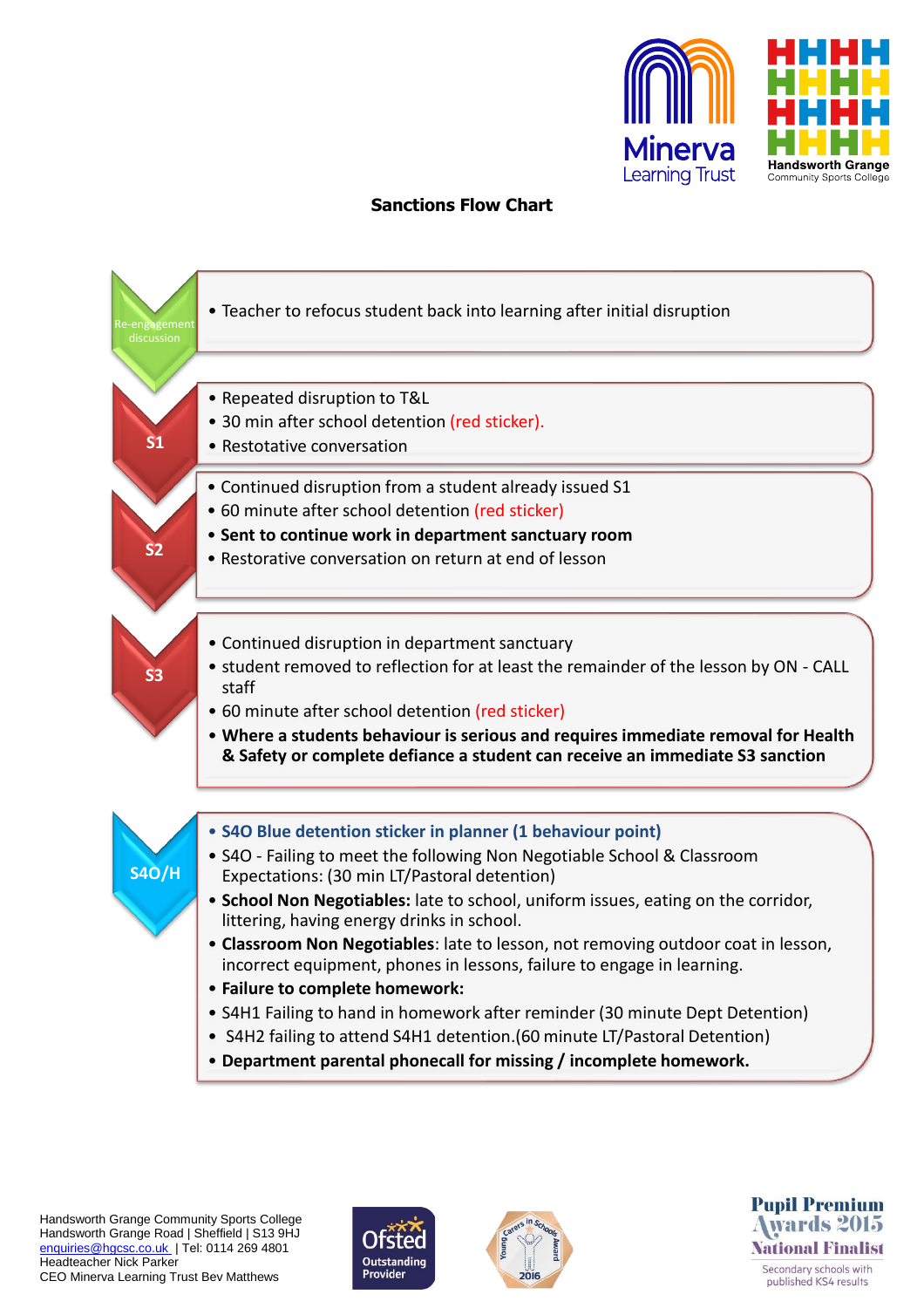# Sanctions Flow Chart

**Re-engagement discussion**

- Teacher to refocus student back into learning after initial disruption

**S1**

- Repeated disruption to T&L
- 30 min after school detention (red sticker).
- Restotative conversation

**S2**

- Continued disruption from a student already issued S1
- 60 minute after school detention (red sticker)
- **Sent to continue work in department sanctuary room**
- Restorative conversation on return at end of lesson

**S3**

- Continued disruption in department sanctuary
- student removed to reflection for at least the remainder of the lesson by ON - CALL staff
- 60 minute after school detention (red sticker)
- **Where a students behaviour is serious and requires immediate removal for Health & Safety or complete defiance a student can receive an immediate S3 sanction**

**S4O/H**

- **S4O Blue detention sticker in planner (1 behaviour point)**
- S4O - Failing to meet the following Non Negotiable School & Classroom Expectations: (30 min LT/Pastoral detention)
- **School Non Negotiables:** late to school, uniform issues, eating on the corridor, littering, having energy drinks in school.
- **Classroom Non Negotiables**: late to lesson, not removing outdoor coat in lesson, incorrect equipment, phones in lessons, failure to engage in learning.
- **Failure to complete homework:**
- S4H1 Failing to hand in homework after reminder (30 minute Dept Detention)
- S4H2 failing to attend S4H1 detention.(60 minute LT/Pastoral Detention)
- **Department parental phonecall for missing / incomplete homework.**

Handsworth Grange Community Sports College
Handsworth Grange Road | Sheffield | S13 9HJ
enquiries@hgcsc.co.uk | Tel: 0114 269 4801
Headteacher Nick Parker
CEO Minerva Learning Trust Bev Matthews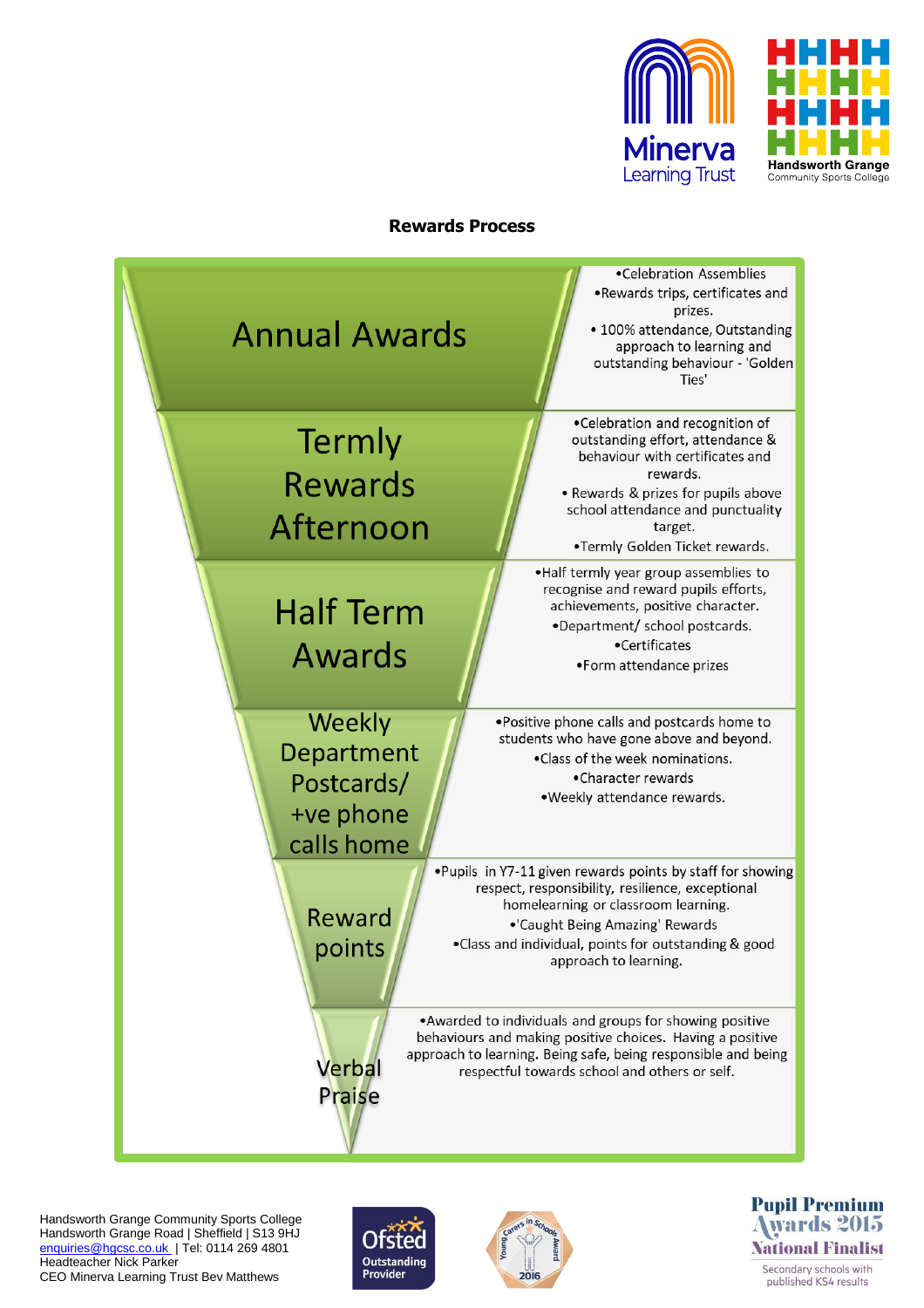Minerva Learning Trust

Handsworth Grange Community Sports College

**Rewards Process**

| | |
|---|---|
| Annual Awards | •Celebration Assemblies<br>•Rewards trips, certificates and prizes.<br>• 100% attendance, Outstanding approach to learning and outstanding behaviour - 'Golden Ties' |
| Termly Rewards Afternoon | •Celebration and recognition of outstanding effort, attendance & behaviour with certificates and rewards.<br>• Rewards & prizes for pupils above school attendance and punctuality target.<br>•Termly Golden Ticket rewards. |
| Half Term Awards | •Half termly year group assemblies to recognise and reward pupils efforts, achievements, positive character.<br>•Department/ school postcards.<br>•Certificates<br>•Form attendance prizes |
| Weekly Department Postcards/ +ve phone calls home | •Positive phone calls and postcards home to students who have gone above and beyond.<br>•Class of the week nominations.<br>•Character rewards<br>•Weekly attendance rewards. |
| Reward points | •Pupils in Y7-11 given rewards points by staff for showing respect, responsibility, resilience, exceptional homelearning or classroom learning.<br>•'Caught Being Amazing' Rewards<br>•Class and individual, points for outstanding & good approach to learning. |
| Verbal Praise | •Awarded to individuals and groups for showing positive behaviours and making positive choices. Having a positive approach to learning. Being safe, being responsible and being respectful towards school and others or self. |

Handsworth Grange Community Sports College
Handsworth Grange Road | Sheffield | S13 9HJ
enquiries@hgcsc.co.uk | Tel: 0114 269 4801
Headteacher Nick Parker
CEO Minerva Learning Trust Bev Matthews

Ofsted Outstanding Provider

Young Carers in Schools Award 2016

Pupil Premium Awards 2015 National Finalist
Secondary schools with published KS4 results